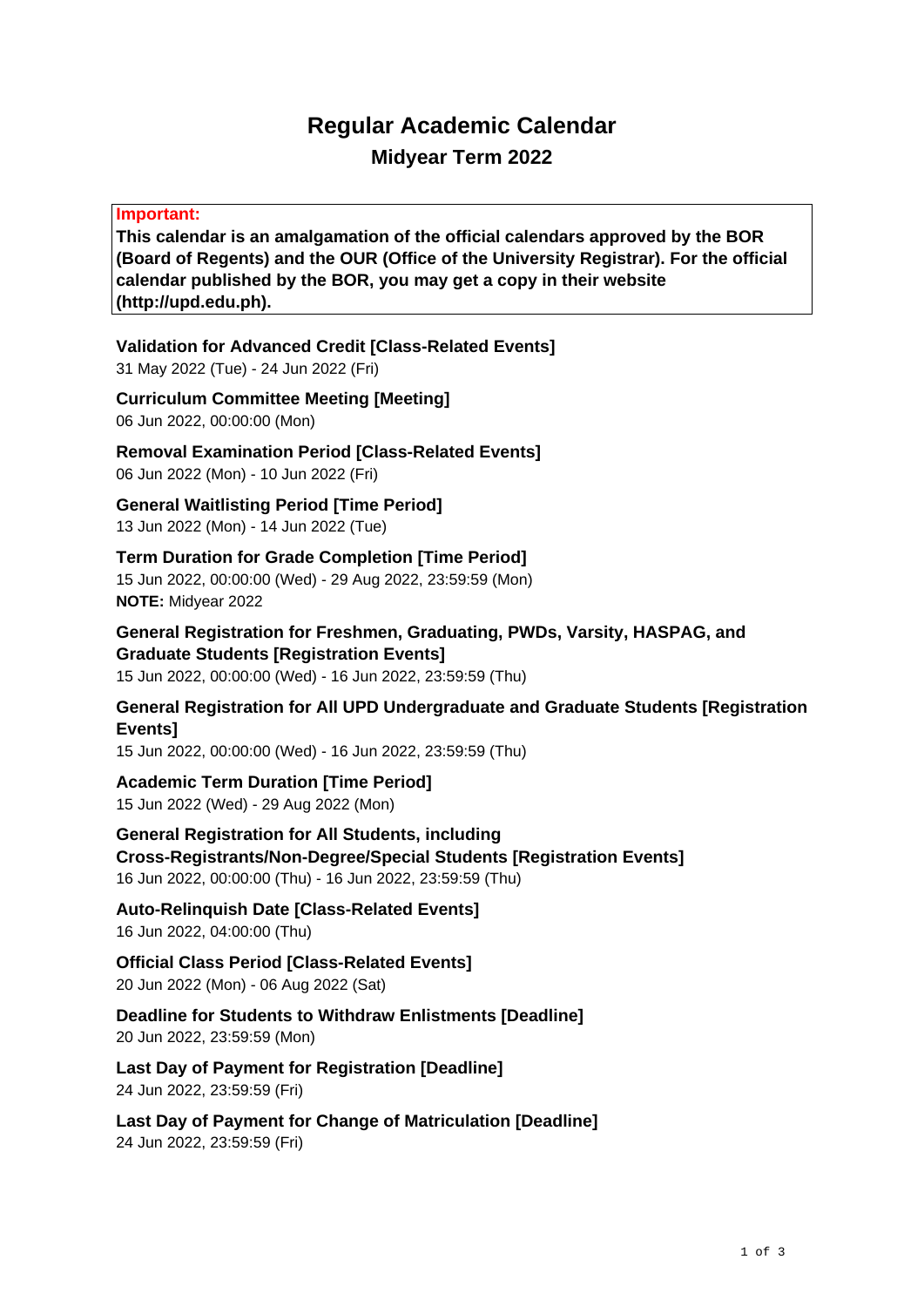# Regular Academic Calendar

## Midyear Term 2022

**Important:**

**This calendar is an amalgamation of the official calendars approved by the BOR (Board of Regents) and the OUR (Office of the University Registrar). For the official calendar published by the BOR, you may get a copy in their website (http://upd.edu.ph).**

**Validation for Advanced Credit [Class-Related Events]**
31 May 2022 (Tue) - 24 Jun 2022 (Fri)

**Curriculum Committee Meeting [Meeting]**
06 Jun 2022, 00:00:00 (Mon)

**Removal Examination Period [Class-Related Events]**
06 Jun 2022 (Mon) - 10 Jun 2022 (Fri)

**General Waitlisting Period [Time Period]**
13 Jun 2022 (Mon) - 14 Jun 2022 (Tue)

**Term Duration for Grade Completion [Time Period]**
15 Jun 2022, 00:00:00 (Wed) - 29 Aug 2022, 23:59:59 (Mon)
**NOTE:** Midyear 2022

**General Registration for Freshmen, Graduating, PWDs, Varsity, HASPAG, and Graduate Students [Registration Events]**
15 Jun 2022, 00:00:00 (Wed) - 16 Jun 2022, 23:59:59 (Thu)

**General Registration for All UPD Undergraduate and Graduate Students [Registration Events]**
15 Jun 2022, 00:00:00 (Wed) - 16 Jun 2022, 23:59:59 (Thu)

**Academic Term Duration [Time Period]**
15 Jun 2022 (Wed) - 29 Aug 2022 (Mon)

**General Registration for All Students, including Cross-Registrants/Non-Degree/Special Students [Registration Events]**
16 Jun 2022, 00:00:00 (Thu) - 16 Jun 2022, 23:59:59 (Thu)

**Auto-Relinquish Date [Class-Related Events]**
16 Jun 2022, 04:00:00 (Thu)

**Official Class Period [Class-Related Events]**
20 Jun 2022 (Mon) - 06 Aug 2022 (Sat)

**Deadline for Students to Withdraw Enlistments [Deadline]**
20 Jun 2022, 23:59:59 (Mon)

**Last Day of Payment for Registration [Deadline]**
24 Jun 2022, 23:59:59 (Fri)

**Last Day of Payment for Change of Matriculation [Deadline]**
24 Jun 2022, 23:59:59 (Fri)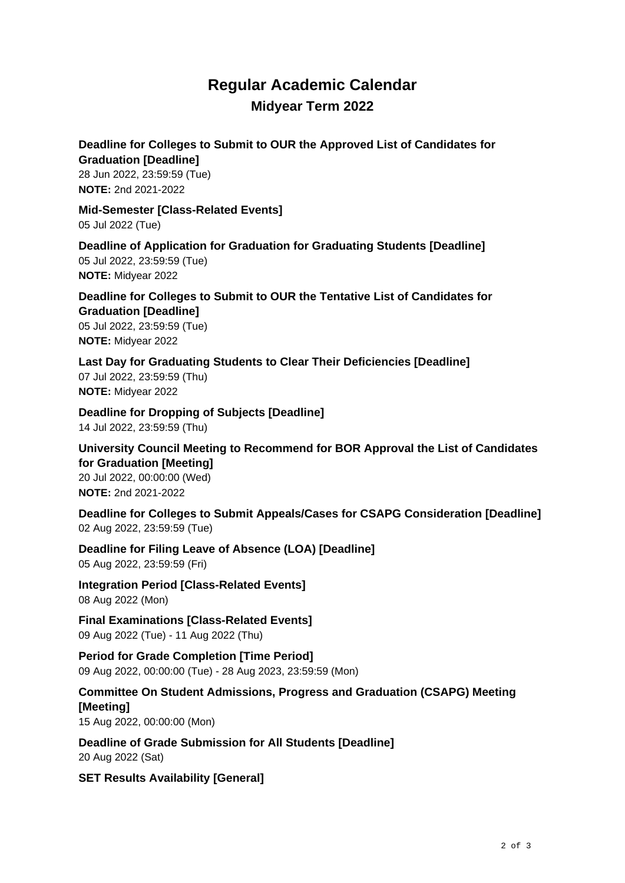# Regular Academic Calendar

## Midyear Term 2022

**Deadline for Colleges to Submit to OUR the Approved List of Candidates for Graduation [Deadline]**
28 Jun 2022, 23:59:59 (Tue)
**NOTE:** 2nd 2021-2022

**Mid-Semester [Class-Related Events]**
05 Jul 2022 (Tue)

**Deadline of Application for Graduation for Graduating Students [Deadline]**
05 Jul 2022, 23:59:59 (Tue)
**NOTE:** Midyear 2022

**Deadline for Colleges to Submit to OUR the Tentative List of Candidates for Graduation [Deadline]**
05 Jul 2022, 23:59:59 (Tue)
**NOTE:** Midyear 2022

**Last Day for Graduating Students to Clear Their Deficiencies [Deadline]**
07 Jul 2022, 23:59:59 (Thu)
**NOTE:** Midyear 2022

**Deadline for Dropping of Subjects [Deadline]**
14 Jul 2022, 23:59:59 (Thu)

**University Council Meeting to Recommend for BOR Approval the List of Candidates for Graduation [Meeting]**
20 Jul 2022, 00:00:00 (Wed)
**NOTE:** 2nd 2021-2022

**Deadline for Colleges to Submit Appeals/Cases for CSAPG Consideration [Deadline]**
02 Aug 2022, 23:59:59 (Tue)

**Deadline for Filing Leave of Absence (LOA) [Deadline]**
05 Aug 2022, 23:59:59 (Fri)

**Integration Period [Class-Related Events]**
08 Aug 2022 (Mon)

**Final Examinations [Class-Related Events]**
09 Aug 2022 (Tue) - 11 Aug 2022 (Thu)

**Period for Grade Completion [Time Period]**
09 Aug 2022, 00:00:00 (Tue) - 28 Aug 2023, 23:59:59 (Mon)

**Committee On Student Admissions, Progress and Graduation (CSAPG) Meeting [Meeting]**
15 Aug 2022, 00:00:00 (Mon)

**Deadline of Grade Submission for All Students [Deadline]**
20 Aug 2022 (Sat)

**SET Results Availability [General]**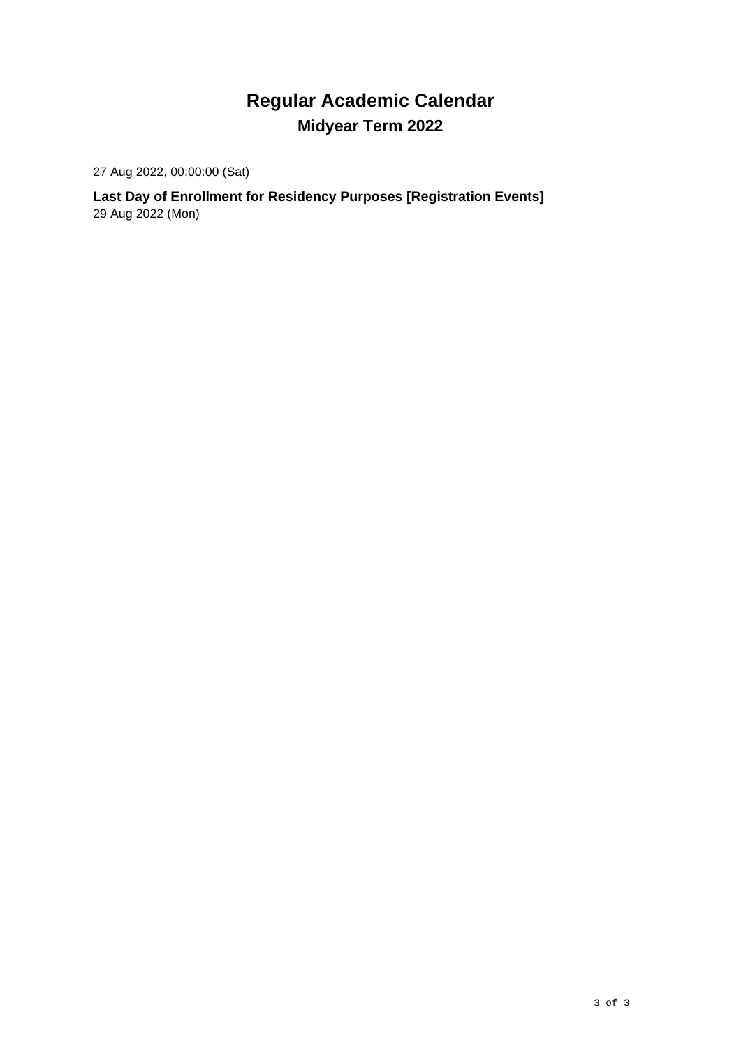# Regular Academic Calendar

## Midyear Term 2022

27 Aug 2022, 00:00:00 (Sat)

**Last Day of Enrollment for Residency Purposes [Registration Events]**
29 Aug 2022 (Mon)